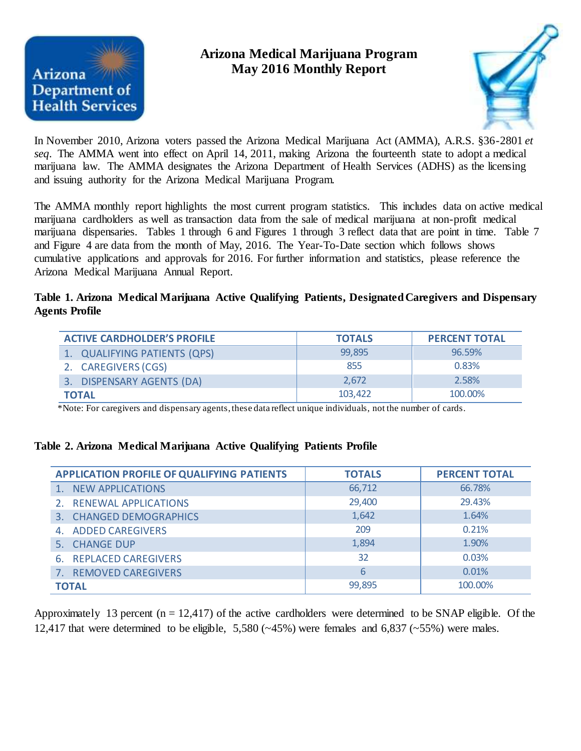# Arizona Medical Marijuana Program
## May 2016 Monthly Report

In November 2010, Arizona voters passed the Arizona Medical Marijuana Act (AMMA), A.R.S. §36-2801 *et seq*. The AMMA went into effect on April 14, 2011, making Arizona the fourteenth state to adopt a medical marijuana law. The AMMA designates the Arizona Department of Health Services (ADHS) as the licensing and issuing authority for the Arizona Medical Marijuana Program.

The AMMA monthly report highlights the most current program statistics. This includes data on active medical marijuana cardholders as well as transaction data from the sale of medical marijuana at non-profit medical marijuana dispensaries. Tables 1 through 6 and Figures 1 through 3 reflect data that are point in time. Table 7 and Figure 4 are data from the month of May, 2016. The Year-To-Date section which follows shows cumulative applications and approvals for 2016. For further information and statistics, please reference the Arizona Medical Marijuana Annual Report.

**Table 1. Arizona Medical Marijuana Active Qualifying Patients, Designated Caregivers and Dispensary Agents Profile**

| ACTIVE CARDHOLDER'S PROFILE | TOTALS | PERCENT TOTAL |
|---|---|---|
| 1. QUALIFYING PATIENTS (QPS) | 99,895 | 96.59% |
| 2. CAREGIVERS (CGS) | 855 | 0.83% |
| 3. DISPENSARY AGENTS (DA) | 2,672 | 2.58% |
| TOTAL | 103,422 | 100.00% |

*Note: For caregivers and dispensary agents, these data reflect unique individuals, not the number of cards.

**Table 2. Arizona Medical Marijuana Active Qualifying Patients Profile**

| APPLICATION PROFILE OF QUALIFYING PATIENTS | TOTALS | PERCENT TOTAL |
|---|---|---|
| 1. NEW APPLICATIONS | 66,712 | 66.78% |
| 2. RENEWAL APPLICATIONS | 29,400 | 29.43% |
| 3. CHANGED DEMOGRAPHICS | 1,642 | 1.64% |
| 4. ADDED CAREGIVERS | 209 | 0.21% |
| 5. CHANGE DUP | 1,894 | 1.90% |
| 6. REPLACED CAREGIVERS | 32 | 0.03% |
| 7. REMOVED CAREGIVERS | 6 | 0.01% |
| TOTAL | 99,895 | 100.00% |

Approximately 13 percent (n = 12,417) of the active cardholders were determined to be SNAP eligible. Of the 12,417 that were determined to be eligible, 5,580 (~45%) were females and 6,837 (~55%) were males.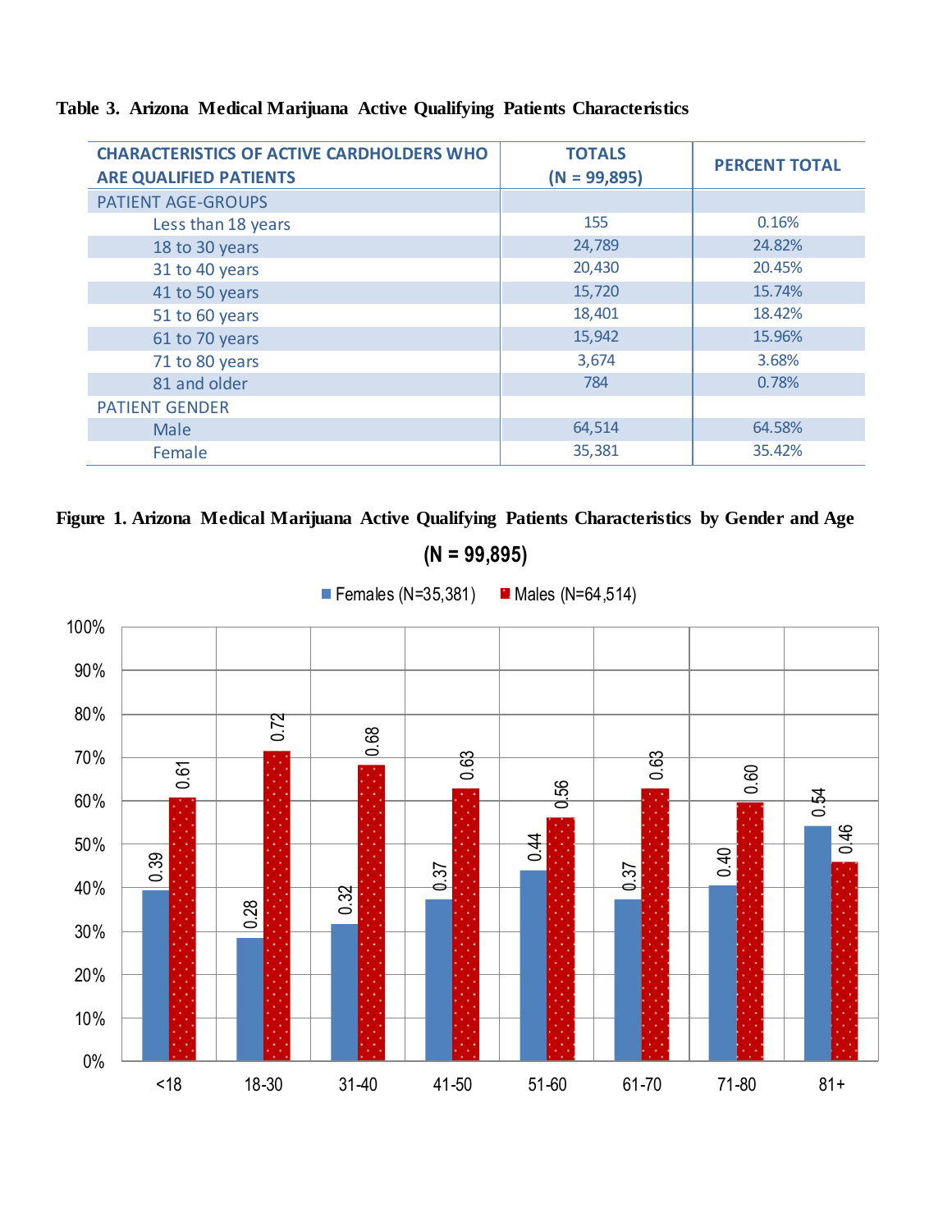**Table 3. Arizona Medical Marijuana Active Qualifying Patients Characteristics**

| CHARACTERISTICS OF ACTIVE CARDHOLDERS WHO ARE QUALIFIED PATIENTS | TOTALS (N = 99,895) | PERCENT TOTAL |
|---|---|---|
| PATIENT AGE-GROUPS | | |
| Less than 18 years | 155 | 0.16% |
| 18 to 30 years | 24,789 | 24.82% |
| 31 to 40 years | 20,430 | 20.45% |
| 41 to 50 years | 15,720 | 15.74% |
| 51 to 60 years | 18,401 | 18.42% |
| 61 to 70 years | 15,942 | 15.96% |
| 71 to 80 years | 3,674 | 3.68% |
| 81 and older | 784 | 0.78% |
| PATIENT GENDER | | |
| Male | 64,514 | 64.58% |
| Female | 35,381 | 35.42% |

**Figure 1. Arizona Medical Marijuana Active Qualifying Patients Characteristics by Gender and Age**

**(N = 99,895)**

| Age group | Females (N=35,381) | Males (N=64,514) |
|---|---|---|
| <18 | 0.39 | 0.61 |
| 18-30 | 0.28 | 0.72 |
| 31-40 | 0.32 | 0.68 |
| 41-50 | 0.37 | 0.63 |
| 51-60 | 0.44 | 0.56 |
| 61-70 | 0.37 | 0.63 |
| 71-80 | 0.40 | 0.60 |
| 81+ | 0.54 | 0.46 |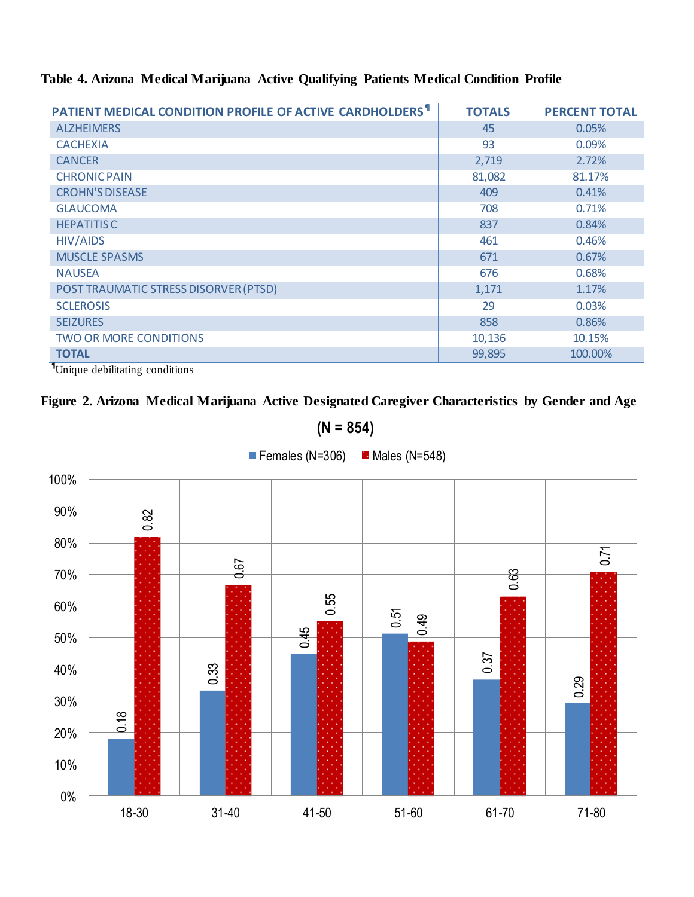**Table 4. Arizona Medical Marijuana Active Qualifying Patients Medical Condition Profile**

| PATIENT MEDICAL CONDITION PROFILE OF ACTIVE CARDHOLDERS[¶] | TOTALS | PERCENT TOTAL |
|---|---|---|
| ALZHEIMERS | 45 | 0.05% |
| CACHEXIA | 93 | 0.09% |
| CANCER | 2,719 | 2.72% |
| CHRONIC PAIN | 81,082 | 81.17% |
| CROHN'S DISEASE | 409 | 0.41% |
| GLAUCOMA | 708 | 0.71% |
| HEPATITIS C | 837 | 0.84% |
| HIV/AIDS | 461 | 0.46% |
| MUSCLE SPASMS | 671 | 0.67% |
| NAUSEA | 676 | 0.68% |
| POST TRAUMATIC STRESS DISORVER (PTSD) | 1,171 | 1.17% |
| SCLEROSIS | 29 | 0.03% |
| SEIZURES | 858 | 0.86% |
| TWO OR MORE CONDITIONS | 10,136 | 10.15% |
| **TOTAL** | 99,895 | 100.00% |

[¶]Unique debilitating conditions

**Figure 2. Arizona Medical Marijuana Active Designated Caregiver Characteristics by Gender and Age**

**(N = 854)**

| Age | Females (N=306) | Males (N=548) |
|---|---|---|
| 18-30 | 0.18 | 0.82 |
| 31-40 | 0.33 | 0.67 |
| 41-50 | 0.45 | 0.55 |
| 51-60 | 0.51 | 0.49 |
| 61-70 | 0.37 | 0.63 |
| 71-80 | 0.29 | 0.71 |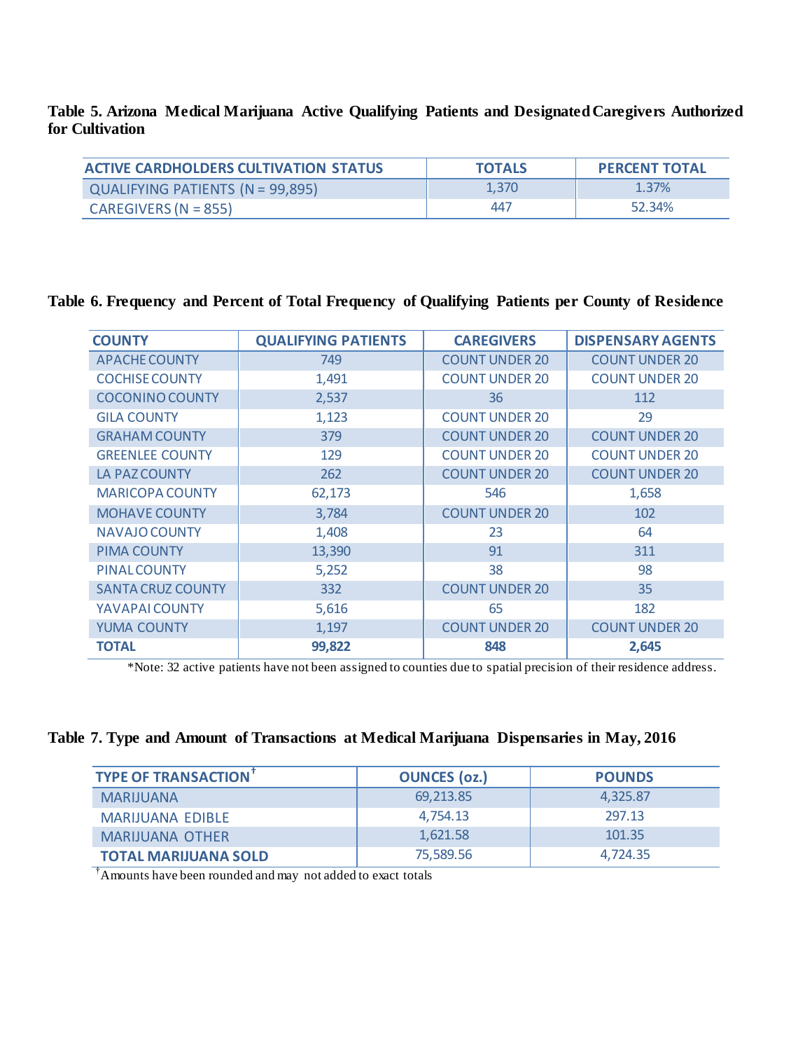**Table 5. Arizona Medical Marijuana Active Qualifying Patients and Designated Caregivers Authorized for Cultivation**

| ACTIVE CARDHOLDERS CULTIVATION STATUS | TOTALS | PERCENT TOTAL |
|---|---|---|
| QUALIFYING PATIENTS (N = 99,895) | 1,370 | 1.37% |
| CAREGIVERS (N = 855) | 447 | 52.34% |

**Table 6. Frequency and Percent of Total Frequency of Qualifying Patients per County of Residence**

| COUNTY | QUALIFYING PATIENTS | CAREGIVERS | DISPENSARY AGENTS |
|---|---|---|---|
| APACHE COUNTY | 749 | COUNT UNDER 20 | COUNT UNDER 20 |
| COCHISE COUNTY | 1,491 | COUNT UNDER 20 | COUNT UNDER 20 |
| COCONINO COUNTY | 2,537 | 36 | 112 |
| GILA COUNTY | 1,123 | COUNT UNDER 20 | 29 |
| GRAHAM COUNTY | 379 | COUNT UNDER 20 | COUNT UNDER 20 |
| GREENLEE COUNTY | 129 | COUNT UNDER 20 | COUNT UNDER 20 |
| LA PAZ COUNTY | 262 | COUNT UNDER 20 | COUNT UNDER 20 |
| MARICOPA COUNTY | 62,173 | 546 | 1,658 |
| MOHAVE COUNTY | 3,784 | COUNT UNDER 20 | 102 |
| NAVAJO COUNTY | 1,408 | 23 | 64 |
| PIMA COUNTY | 13,390 | 91 | 311 |
| PINAL COUNTY | 5,252 | 38 | 98 |
| SANTA CRUZ COUNTY | 332 | COUNT UNDER 20 | 35 |
| YAVAPAI COUNTY | 5,616 | 65 | 182 |
| YUMA COUNTY | 1,197 | COUNT UNDER 20 | COUNT UNDER 20 |
| **TOTAL** | **99,822** | **848** | **2,645** |

*Note: 32 active patients have not been assigned to counties due to spatial precision of their residence address.

**Table 7. Type and Amount of Transactions at Medical Marijuana Dispensaries in May, 2016**

| TYPE OF TRANSACTION† | OUNCES (oz.) | POUNDS |
|---|---|---|
| MARIJUANA | 69,213.85 | 4,325.87 |
| MARIJUANA EDIBLE | 4,754.13 | 297.13 |
| MARIJUANA OTHER | 1,621.58 | 101.35 |
| **TOTAL MARIJUANA SOLD** | 75,589.56 | 4,724.35 |

† Amounts have been rounded and may not added to exact totals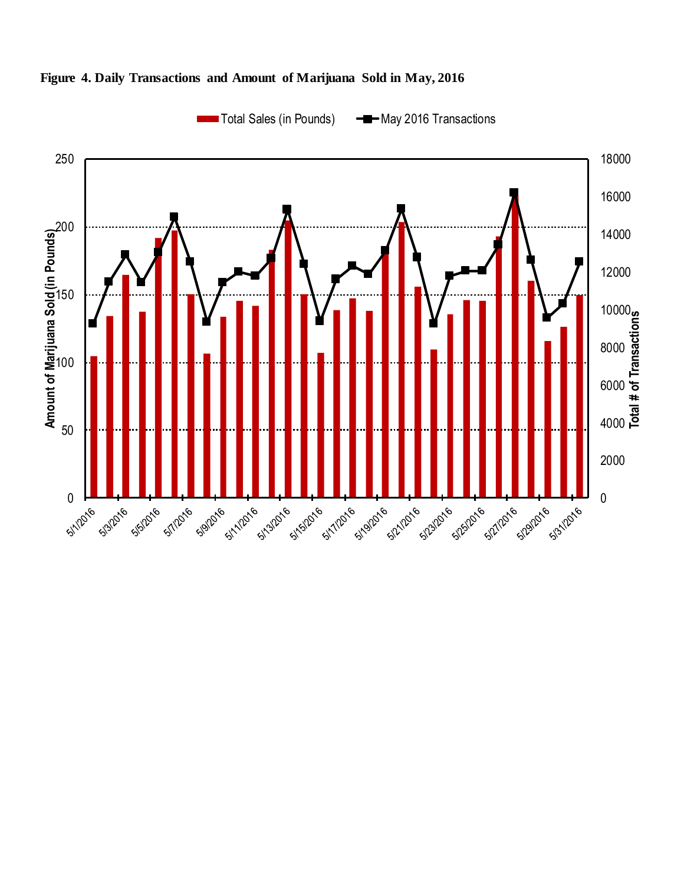**Figure 4. Daily Transactions and Amount of Marijuana Sold in May, 2016**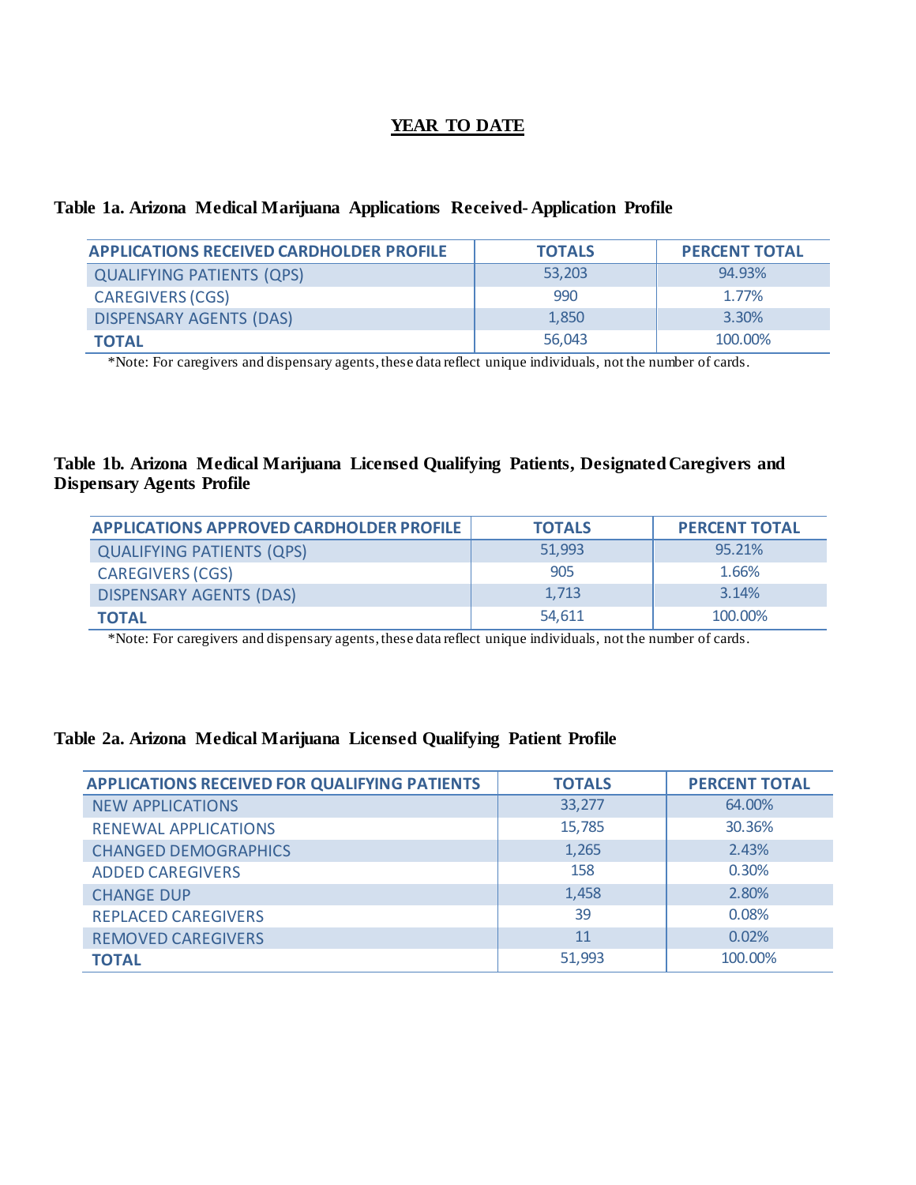## YEAR TO DATE

**Table 1a. Arizona Medical Marijuana Applications Received- Application Profile**

| APPLICATIONS RECEIVED CARDHOLDER PROFILE | TOTALS | PERCENT TOTAL |
|---|---|---|
| QUALIFYING PATIENTS (QPS) | 53,203 | 94.93% |
| CAREGIVERS (CGS) | 990 | 1.77% |
| DISPENSARY AGENTS (DAS) | 1,850 | 3.30% |
| **TOTAL** | 56,043 | 100.00% |

*Note: For caregivers and dispensary agents, these data reflect unique individuals, not the number of cards.

**Table 1b. Arizona Medical Marijuana Licensed Qualifying Patients, Designated Caregivers and Dispensary Agents Profile**

| APPLICATIONS APPROVED CARDHOLDER PROFILE | TOTALS | PERCENT TOTAL |
|---|---|---|
| QUALIFYING PATIENTS (QPS) | 51,993 | 95.21% |
| CAREGIVERS (CGS) | 905 | 1.66% |
| DISPENSARY AGENTS (DAS) | 1,713 | 3.14% |
| **TOTAL** | 54,611 | 100.00% |

*Note: For caregivers and dispensary agents, these data reflect unique individuals, not the number of cards.

**Table 2a. Arizona Medical Marijuana Licensed Qualifying Patient Profile**

| APPLICATIONS RECEIVED FOR QUALIFYING PATIENTS | TOTALS | PERCENT TOTAL |
|---|---|---|
| NEW APPLICATIONS | 33,277 | 64.00% |
| RENEWAL APPLICATIONS | 15,785 | 30.36% |
| CHANGED DEMOGRAPHICS | 1,265 | 2.43% |
| ADDED CAREGIVERS | 158 | 0.30% |
| CHANGE DUP | 1,458 | 2.80% |
| REPLACED CAREGIVERS | 39 | 0.08% |
| REMOVED CAREGIVERS | 11 | 0.02% |
| **TOTAL** | 51,993 | 100.00% |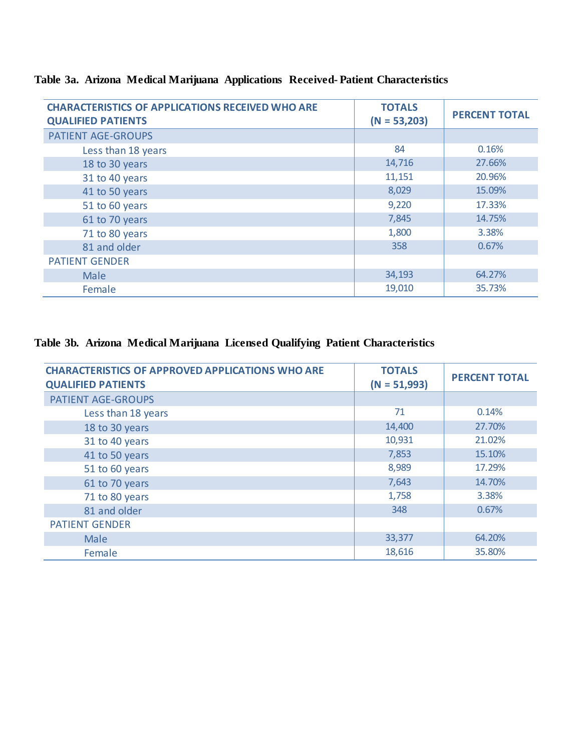**Table 3a. Arizona Medical Marijuana Applications Received- Patient Characteristics**

| CHARACTERISTICS OF APPLICATIONS RECEIVED WHO ARE QUALIFIED PATIENTS | TOTALS (N = 53,203) | PERCENT TOTAL |
|---|---|---|
| PATIENT AGE-GROUPS | | |
| Less than 18 years | 84 | 0.16% |
| 18 to 30 years | 14,716 | 27.66% |
| 31 to 40 years | 11,151 | 20.96% |
| 41 to 50 years | 8,029 | 15.09% |
| 51 to 60 years | 9,220 | 17.33% |
| 61 to 70 years | 7,845 | 14.75% |
| 71 to 80 years | 1,800 | 3.38% |
| 81 and older | 358 | 0.67% |
| PATIENT GENDER | | |
| Male | 34,193 | 64.27% |
| Female | 19,010 | 35.73% |

**Table 3b. Arizona Medical Marijuana Licensed Qualifying Patient Characteristics**

| CHARACTERISTICS OF APPROVED APPLICATIONS WHO ARE QUALIFIED PATIENTS | TOTALS (N = 51,993) | PERCENT TOTAL |
|---|---|---|
| PATIENT AGE-GROUPS | | |
| Less than 18 years | 71 | 0.14% |
| 18 to 30 years | 14,400 | 27.70% |
| 31 to 40 years | 10,931 | 21.02% |
| 41 to 50 years | 7,853 | 15.10% |
| 51 to 60 years | 8,989 | 17.29% |
| 61 to 70 years | 7,643 | 14.70% |
| 71 to 80 years | 1,758 | 3.38% |
| 81 and older | 348 | 0.67% |
| PATIENT GENDER | | |
| Male | 33,377 | 64.20% |
| Female | 18,616 | 35.80% |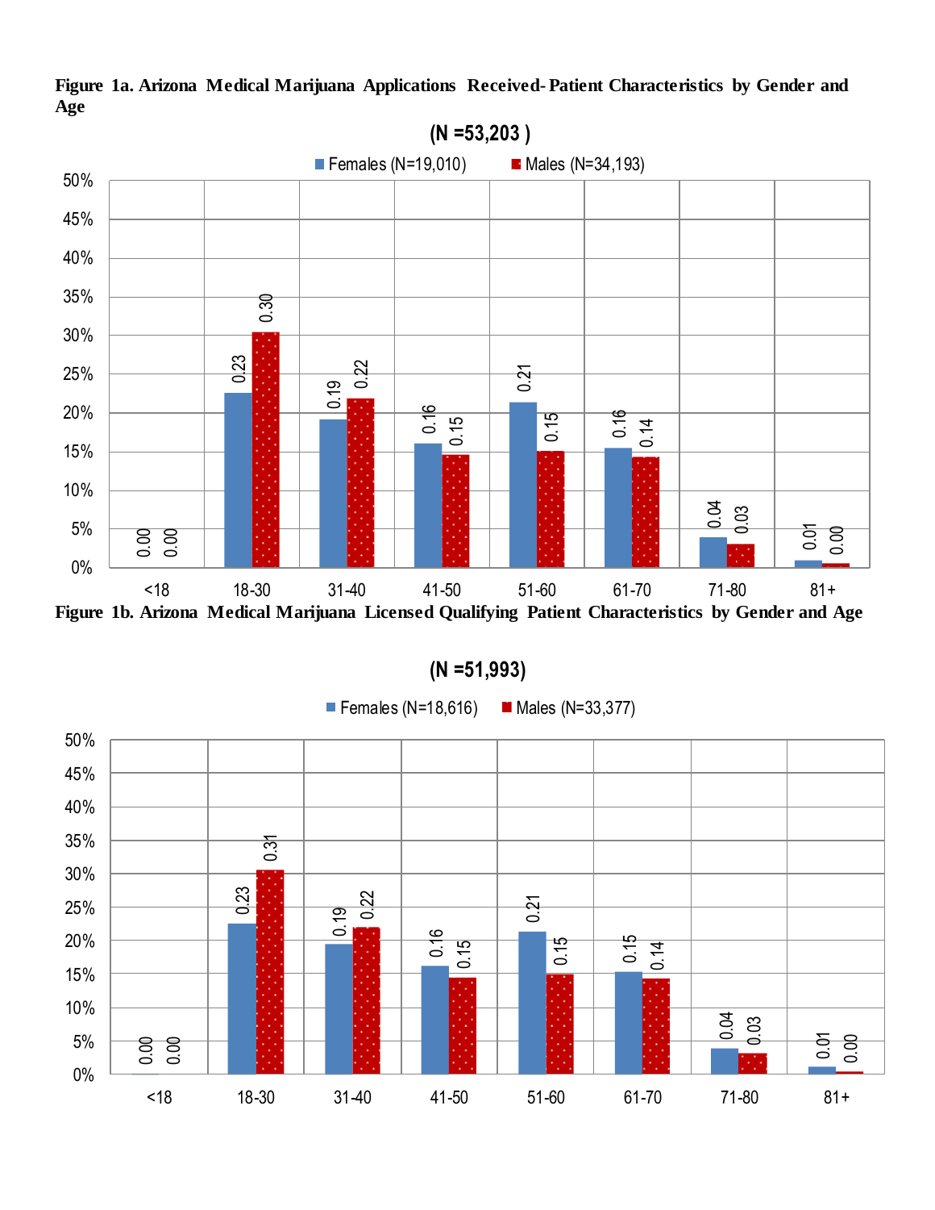**Figure 1a. Arizona Medical Marijuana Applications Received- Patient Characteristics by Gender and Age**

(N =53,203 )

| Age | Females (N=19,010) | Males (N=34,193) |
|---|---|---|
| <18 | 0.00 | 0.00 |
| 18-30 | 0.23 | 0.30 |
| 31-40 | 0.19 | 0.22 |
| 41-50 | 0.16 | 0.15 |
| 51-60 | 0.21 | 0.15 |
| 61-70 | 0.16 | 0.14 |
| 71-80 | 0.04 | 0.03 |
| 81+ | 0.01 | 0.00 |

**Figure 1b. Arizona Medical Marijuana Licensed Qualifying Patient Characteristics by Gender and Age**

(N =51,993)

| Age | Females (N=18,616) | Males (N=33,377) |
|---|---|---|
| <18 | 0.00 | 0.00 |
| 18-30 | 0.23 | 0.31 |
| 31-40 | 0.19 | 0.22 |
| 41-50 | 0.16 | 0.15 |
| 51-60 | 0.21 | 0.15 |
| 61-70 | 0.15 | 0.14 |
| 71-80 | 0.04 | 0.03 |
| 81+ | 0.01 | 0.00 |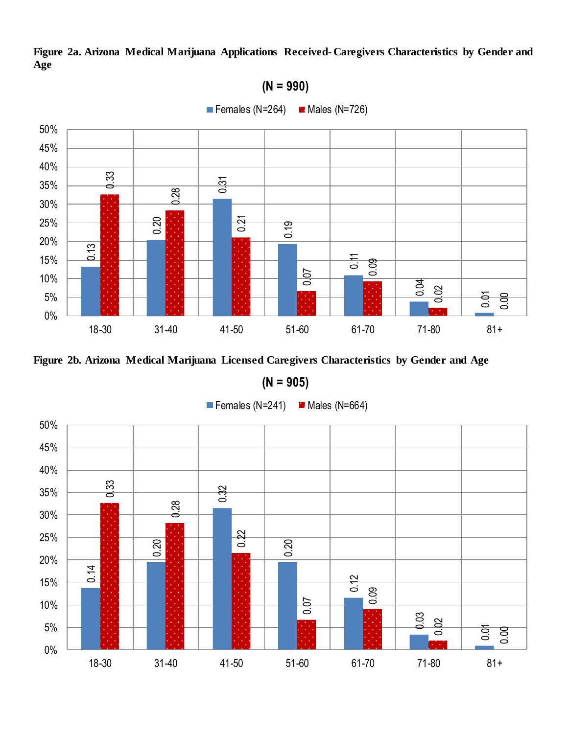**Figure 2a. Arizona Medical Marijuana Applications Received- Caregivers Characteristics by Gender and Age**

(N = 990)

| Age | Females (N=264) | Males (N=726) |
|---|---|---|
| 18-30 | 0.13 | 0.33 |
| 31-40 | 0.20 | 0.28 |
| 41-50 | 0.31 | 0.21 |
| 51-60 | 0.19 | 0.07 |
| 61-70 | 0.11 | 0.09 |
| 71-80 | 0.04 | 0.02 |
| 81+ | 0.01 | 0.00 |

**Figure 2b. Arizona Medical Marijuana Licensed Caregivers Characteristics by Gender and Age**

(N = 905)

| Age | Females (N=241) | Males (N=664) |
|---|---|---|
| 18-30 | 0.14 | 0.33 |
| 31-40 | 0.20 | 0.28 |
| 41-50 | 0.32 | 0.22 |
| 51-60 | 0.20 | 0.07 |
| 61-70 | 0.12 | 0.09 |
| 71-80 | 0.03 | 0.02 |
| 81+ | 0.01 | 0.00 |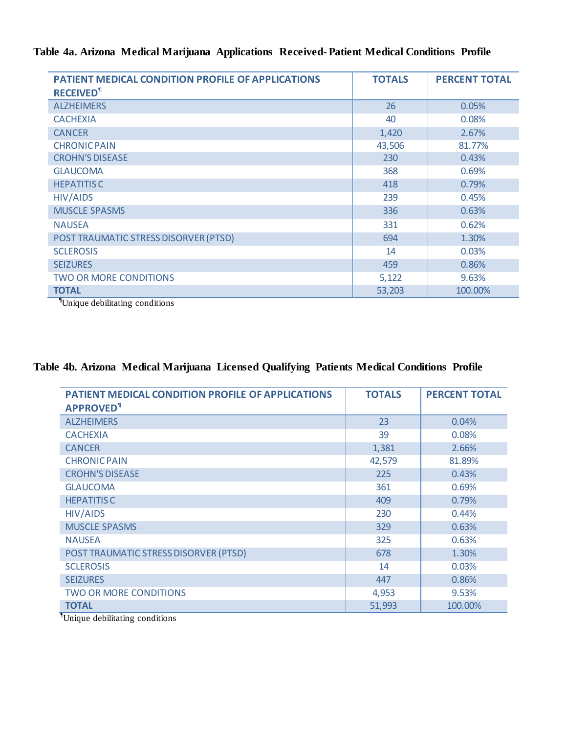**Table 4a. Arizona Medical Marijuana Applications Received- Patient Medical Conditions Profile**

| PATIENT MEDICAL CONDITION PROFILE OF APPLICATIONS RECEIVED¶ | TOTALS | PERCENT TOTAL |
|---|---|---|
| ALZHEIMERS | 26 | 0.05% |
| CACHEXIA | 40 | 0.08% |
| CANCER | 1,420 | 2.67% |
| CHRONIC PAIN | 43,506 | 81.77% |
| CROHN'S DISEASE | 230 | 0.43% |
| GLAUCOMA | 368 | 0.69% |
| HEPATITIS C | 418 | 0.79% |
| HIV/AIDS | 239 | 0.45% |
| MUSCLE SPASMS | 336 | 0.63% |
| NAUSEA | 331 | 0.62% |
| POST TRAUMATIC STRESS DISORVER (PTSD) | 694 | 1.30% |
| SCLEROSIS | 14 | 0.03% |
| SEIZURES | 459 | 0.86% |
| TWO OR MORE CONDITIONS | 5,122 | 9.63% |
| **TOTAL** | 53,203 | 100.00% |

¶Unique debilitating conditions

**Table 4b. Arizona Medical Marijuana Licensed Qualifying Patients Medical Conditions Profile**

| PATIENT MEDICAL CONDITION PROFILE OF APPLICATIONS APPROVED¶ | TOTALS | PERCENT TOTAL |
|---|---|---|
| ALZHEIMERS | 23 | 0.04% |
| CACHEXIA | 39 | 0.08% |
| CANCER | 1,381 | 2.66% |
| CHRONIC PAIN | 42,579 | 81.89% |
| CROHN'S DISEASE | 225 | 0.43% |
| GLAUCOMA | 361 | 0.69% |
| HEPATITIS C | 409 | 0.79% |
| HIV/AIDS | 230 | 0.44% |
| MUSCLE SPASMS | 329 | 0.63% |
| NAUSEA | 325 | 0.63% |
| POST TRAUMATIC STRESS DISORVER (PTSD) | 678 | 1.30% |
| SCLEROSIS | 14 | 0.03% |
| SEIZURES | 447 | 0.86% |
| TWO OR MORE CONDITIONS | 4,953 | 9.53% |
| **TOTAL** | 51,993 | 100.00% |

¶Unique debilitating conditions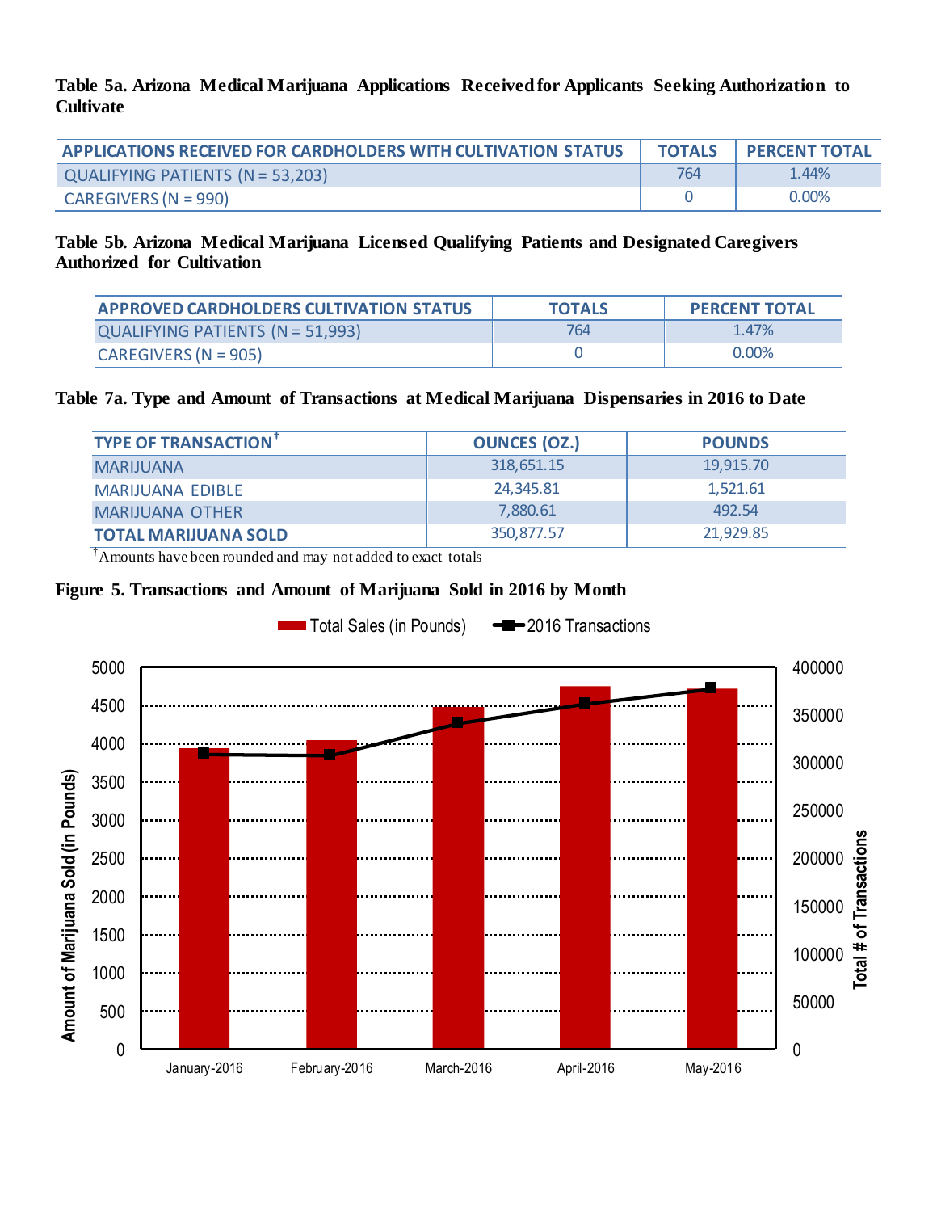**Table 5a. Arizona Medical Marijuana Applications Received for Applicants Seeking Authorization to Cultivate**

| APPLICATIONS RECEIVED FOR CARDHOLDERS WITH CULTIVATION STATUS | TOTALS | PERCENT TOTAL |
|---|---|---|
| QUALIFYING PATIENTS (N = 53,203) | 764 | 1.44% |
| CAREGIVERS (N = 990) | 0 | 0.00% |

**Table 5b. Arizona Medical Marijuana Licensed Qualifying Patients and Designated Caregivers Authorized for Cultivation**

| APPROVED CARDHOLDERS CULTIVATION STATUS | TOTALS | PERCENT TOTAL |
|---|---|---|
| QUALIFYING PATIENTS (N = 51,993) | 764 | 1.47% |
| CAREGIVERS (N = 905) | 0 | 0.00% |

**Table 7a. Type and Amount of Transactions at Medical Marijuana Dispensaries in 2016 to Date**

| TYPE OF TRANSACTION† | OUNCES (OZ.) | POUNDS |
|---|---|---|
| MARIJUANA | 318,651.15 | 19,915.70 |
| MARIJUANA EDIBLE | 24,345.81 | 1,521.61 |
| MARIJUANA OTHER | 7,880.61 | 492.54 |
| **TOTAL MARIJUANA SOLD** | 350,877.57 | 21,929.85 |

†Amounts have been rounded and may not added to exact totals

**Figure 5. Transactions and Amount of Marijuana Sold in 2016 by Month**

Total Sales (in Pounds)
2016 Transactions

Amount of Marijuana Sold (in Pounds)
5000
4500
4000
3500
3000
2500
2000
1500
1000
500
0

Total # of Transactions
400000
350000
300000
250000
200000
150000
100000
50000
0

January-2016
February-2016
March-2016
April-2016
May-2016